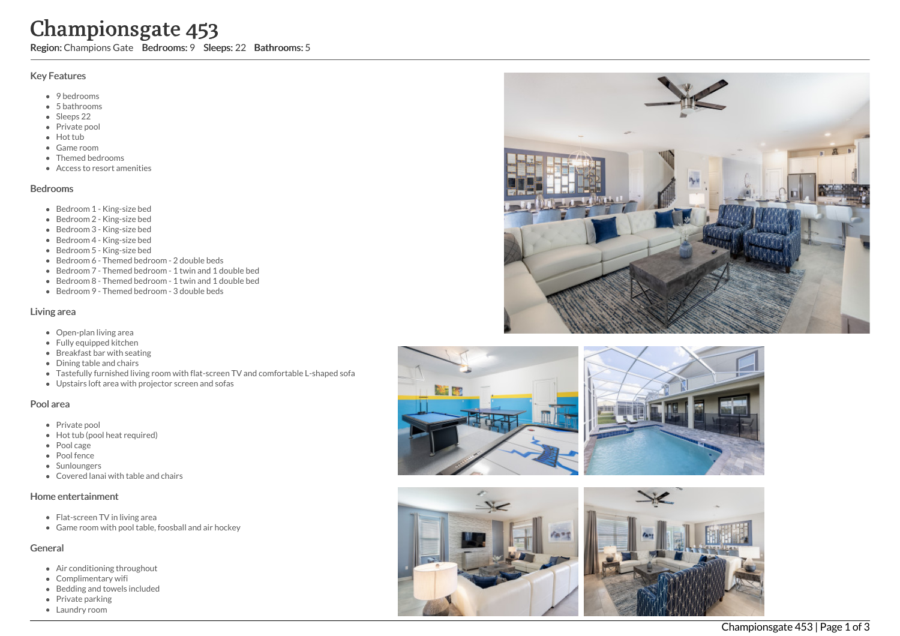# Championsgate 453

**Region:** Champions Gate **Bedrooms:** 9 **Sleeps:** 22 **Bathrooms:** 5

## Key Features

- 9 bedrooms
- 5 bathrooms
- Sleeps 22
- Private pool
- Hot tub
- Game room
- Themed bedrooms
- Access to resort amenities

## Bedrooms

- Bedroom 1 - King-size bed
- Bedroom 2 - King-size bed
- Bedroom 3 - King-size bed
- Bedroom 4 - King-size bed
- Bedroom 5 - King-size bed
- Bedroom 6 - Themed bedroom - 2 double beds
- Bedroom 7 - Themed bedroom - 1 twin and 1 double bed
- Bedroom 8 - Themed bedroom - 1 twin and 1 double bed
- Bedroom 9 - Themed bedroom - 3 double beds

## Living area

- Open-plan living area
- Fully equipped kitchen
- Breakfast bar with seating
- Dining table and chairs
- Tastefully furnished living room with flat-screen TV and comfortable L-shaped sofa
- Upstairs loft area with projector screen and sofas

## Pool area

- Private pool
- Hot tub (pool heat required)
- Pool cage
- Pool fence
- Sunloungers
- Covered lanai with table and chairs

## Home entertainment

- Flat-screen TV in living area
- Game room with pool table, foosball and air hockey

## General

- Air conditioning throughout
- Complimentary wifi
- Bedding and towels included
- Private parking
- Laundry room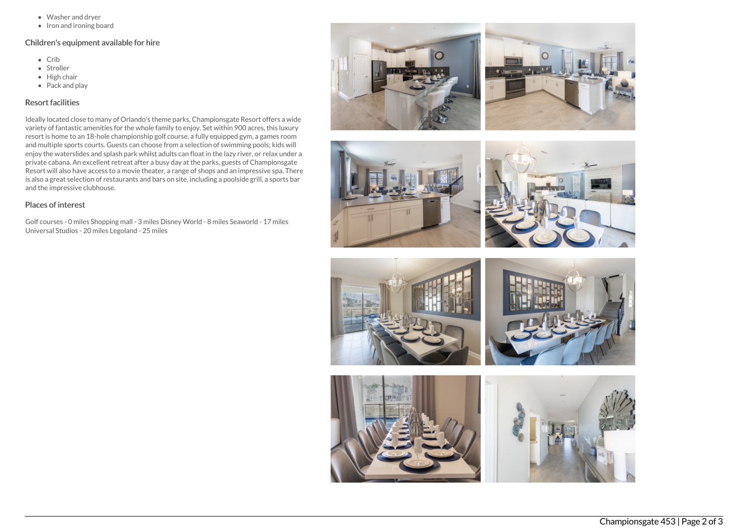- Washer and dryer
- Iron and ironing board

## Children's equipment available for hire

- Crib
- Stroller
- High chair
- Pack and play

## Resort facilities

Ideally located close to many of Orlando's theme parks, Championsgate Resort offers a wide variety of fantastic amenities for the whole family to enjoy. Set within 900 acres, this luxury resort is home to an 18-hole championship golf course, a fully equipped gym, a games room and multiple sports courts. Guests can choose from a selection of swimming pools; kids will enjoy the waterslides and splash park whilst adults can float in the lazy river, or relax under a private cabana. An excellent retreat after a busy day at the parks, guests of Championsgate Resort will also have access to a movie theater, a range of shops and an impressive spa. There is also a great selection of restaurants and bars on site, including a poolside grill, a sports bar and the impressive clubhouse.

## Places of interest

Golf courses - 0 miles Shopping mall - 3 miles Disney World - 8 miles Seaworld - 17 miles Universal Studios - 20 miles Legoland - 25 miles